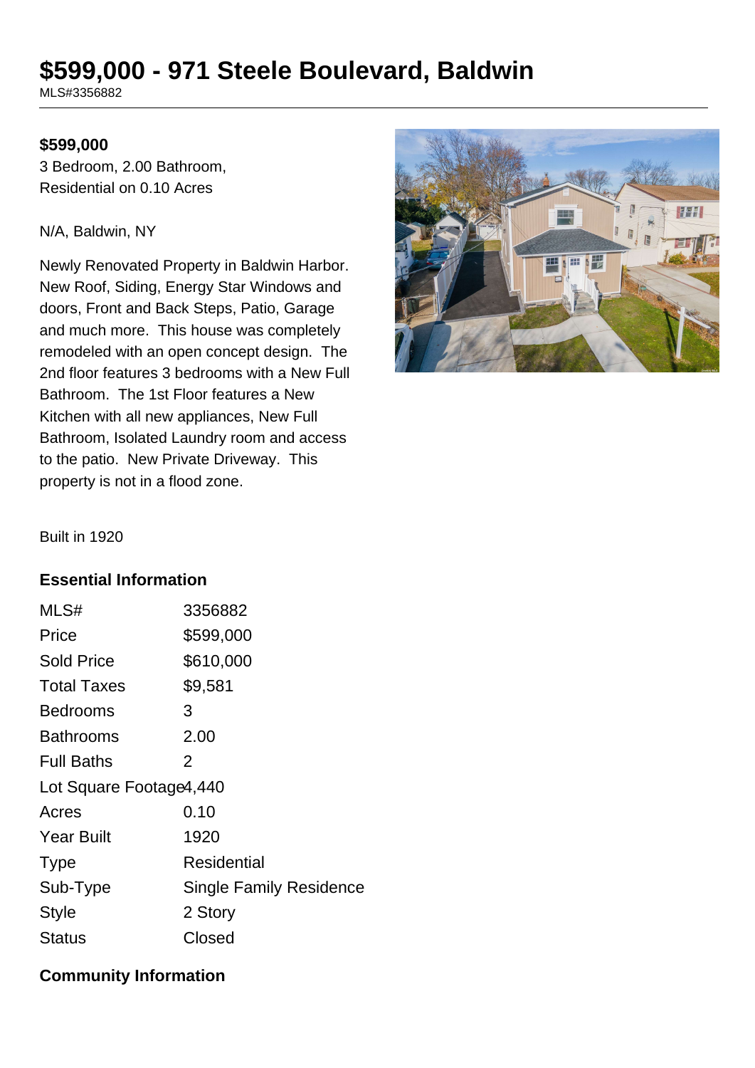# $599,000 - 971 Steele Boulevard, Baldwin

MLS#3356882

**$599,000**

3 Bedroom, 2.00 Bathroom, Residential on 0.10 Acres

N/A, Baldwin, NY

Newly Renovated Property in Baldwin Harbor. New Roof, Siding, Energy Star Windows and doors, Front and Back Steps, Patio, Garage and much more. This house was completely remodeled with an open concept design. The 2nd floor features 3 bedrooms with a New Full Bathroom. The 1st Floor features a New Kitchen with all new appliances, New Full Bathroom, Isolated Laundry room and access to the patio. New Private Driveway. This property is not in a flood zone.

Built in 1920

## Essential Information

| | |
|---|---|
| MLS# | 3356882 |
| Price | $599,000 |
| Sold Price | $610,000 |
| Total Taxes | $9,581 |
| Bedrooms | 3 |
| Bathrooms | 2.00 |
| Full Baths | 2 |
| Lot Square Footage | 4,440 |
| Acres | 0.10 |
| Year Built | 1920 |
| Type | Residential |
| Sub-Type | Single Family Residence |
| Style | 2 Story |
| Status | Closed |

## Community Information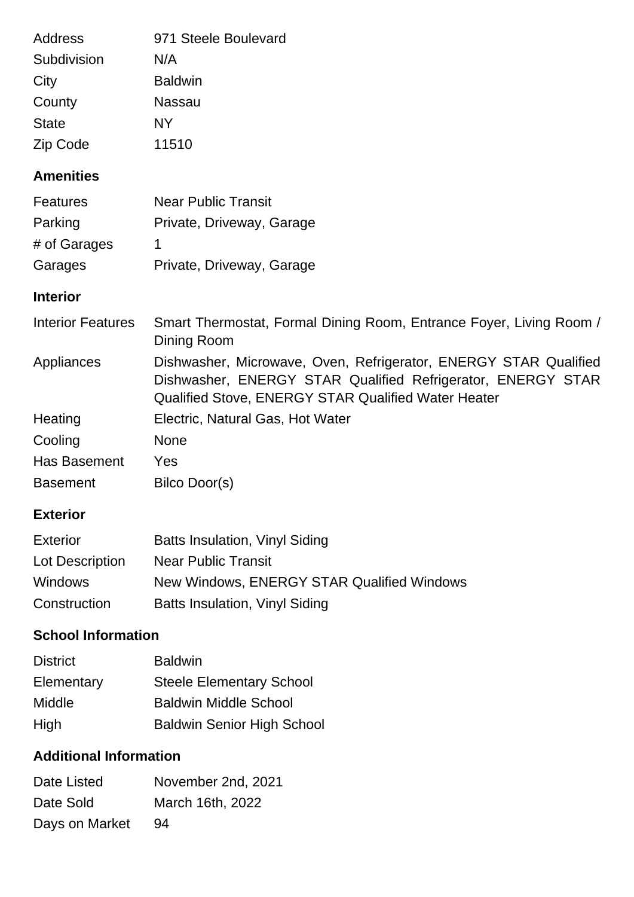| | |
|---|---|
| Address | 971 Steele Boulevard |
| Subdivision | N/A |
| City | Baldwin |
| County | Nassau |
| State | NY |
| Zip Code | 11510 |

## Amenities

| | |
|---|---|
| Features | Near Public Transit |
| Parking | Private, Driveway, Garage |
| # of Garages | 1 |
| Garages | Private, Driveway, Garage |

## Interior

| | |
|---|---|
| Interior Features | Smart Thermostat, Formal Dining Room, Entrance Foyer, Living Room / Dining Room |
| Appliances | Dishwasher, Microwave, Oven, Refrigerator, ENERGY STAR Qualified Dishwasher, ENERGY STAR Qualified Refrigerator, ENERGY STAR Qualified Stove, ENERGY STAR Qualified Water Heater |
| Heating | Electric, Natural Gas, Hot Water |
| Cooling | None |
| Has Basement | Yes |
| Basement | Bilco Door(s) |

## Exterior

| | |
|---|---|
| Exterior | Batts Insulation, Vinyl Siding |
| Lot Description | Near Public Transit |
| Windows | New Windows, ENERGY STAR Qualified Windows |
| Construction | Batts Insulation, Vinyl Siding |

## School Information

| | |
|---|---|
| District | Baldwin |
| Elementary | Steele Elementary School |
| Middle | Baldwin Middle School |
| High | Baldwin Senior High School |

## Additional Information

| | |
|---|---|
| Date Listed | November 2nd, 2021 |
| Date Sold | March 16th, 2022 |
| Days on Market | 94 |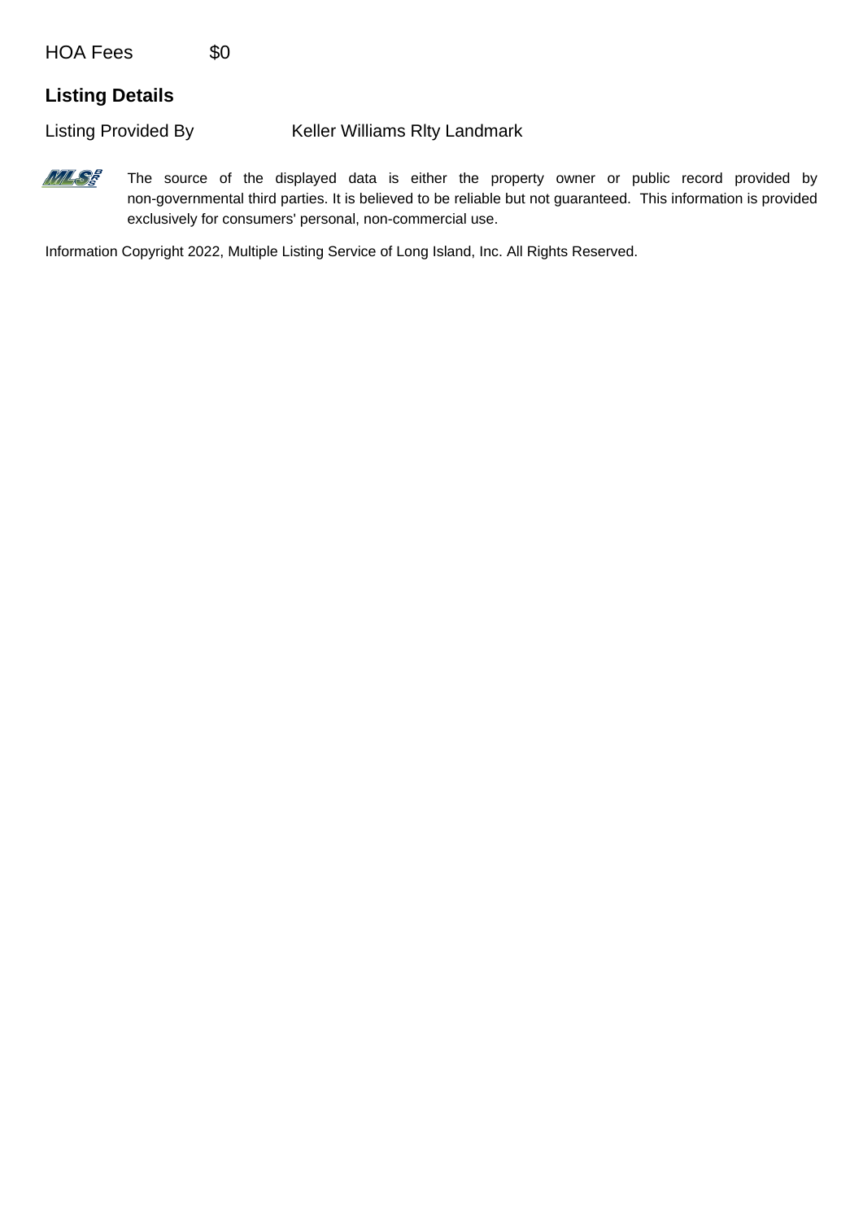| | |
|---|---|
| HOA Fees | $0 |

## Listing Details

| | |
|---|---|
| Listing Provided By | Keller Williams Rlty Landmark |

The source of the displayed data is either the property owner or public record provided by non-governmental third parties. It is believed to be reliable but not guaranteed. This information is provided exclusively for consumers' personal, non-commercial use.

Information Copyright 2022, Multiple Listing Service of Long Island, Inc. All Rights Reserved.